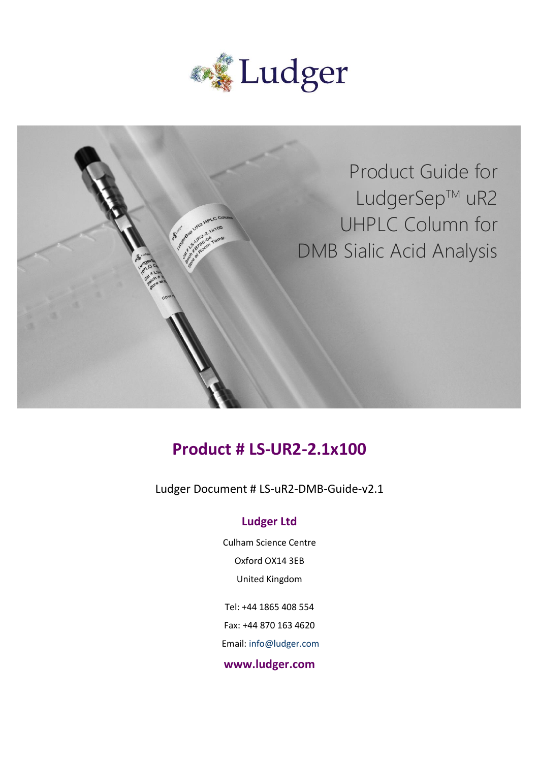Ludger

# Product Guide for LudgerSep$^{TM}$ uR2 UHPLC Column for DMB Sialic Acid Analysis

## Product # LS-UR2-2.1x100

Ludger Document # LS-uR2-DMB-Guide-v2.1

**Ludger Ltd**

Culham Science Centre

Oxford OX14 3EB

United Kingdom

Tel: +44 1865 408 554

Fax: +44 870 163 4620

Email: info@ludger.com

**www.ludger.com**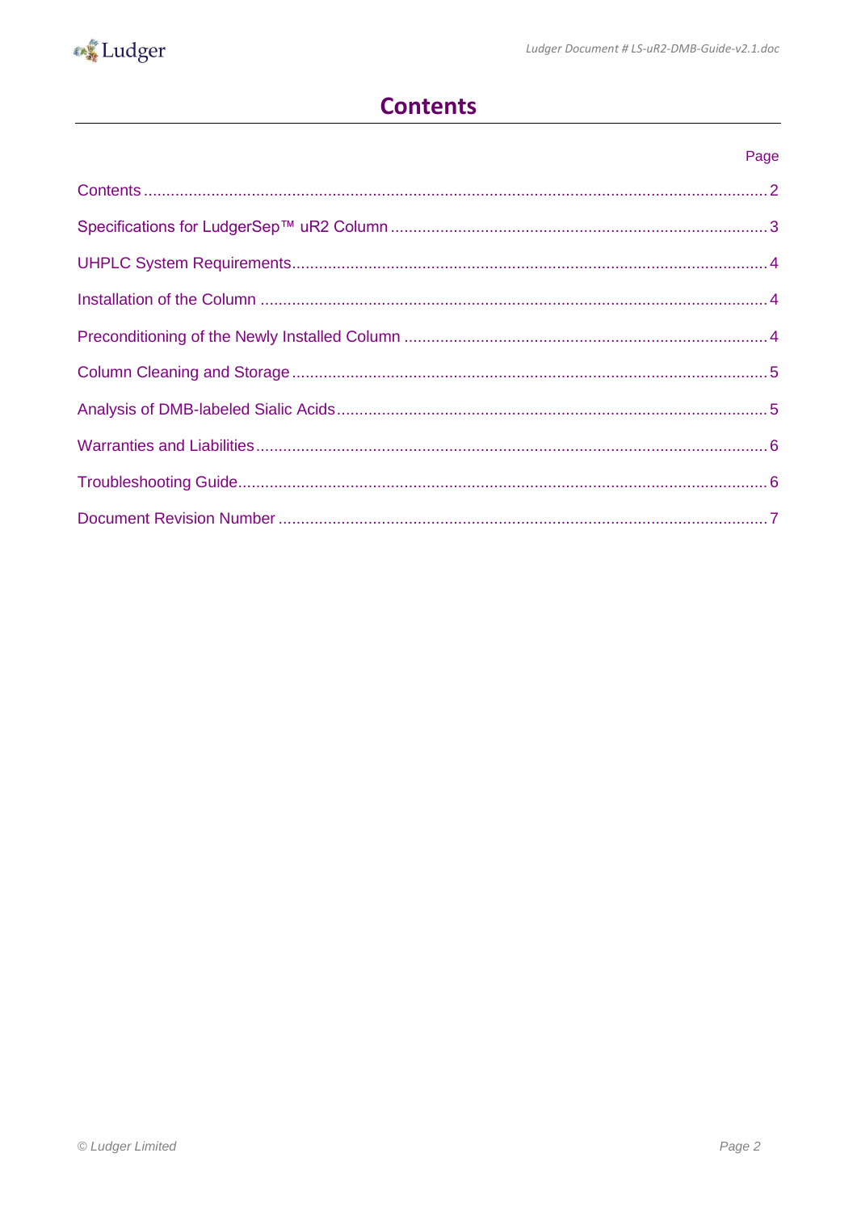# Contents

| | Page |
|---|---|
| Contents | 2 |
| Specifications for LudgerSep™ uR2 Column | 3 |
| UHPLC System Requirements | 4 |
| Installation of the Column | 4 |
| Preconditioning of the Newly Installed Column | 4 |
| Column Cleaning and Storage | 5 |
| Analysis of DMB-labeled Sialic Acids | 5 |
| Warranties and Liabilities | 6 |
| Troubleshooting Guide | 6 |
| Document Revision Number | 7 |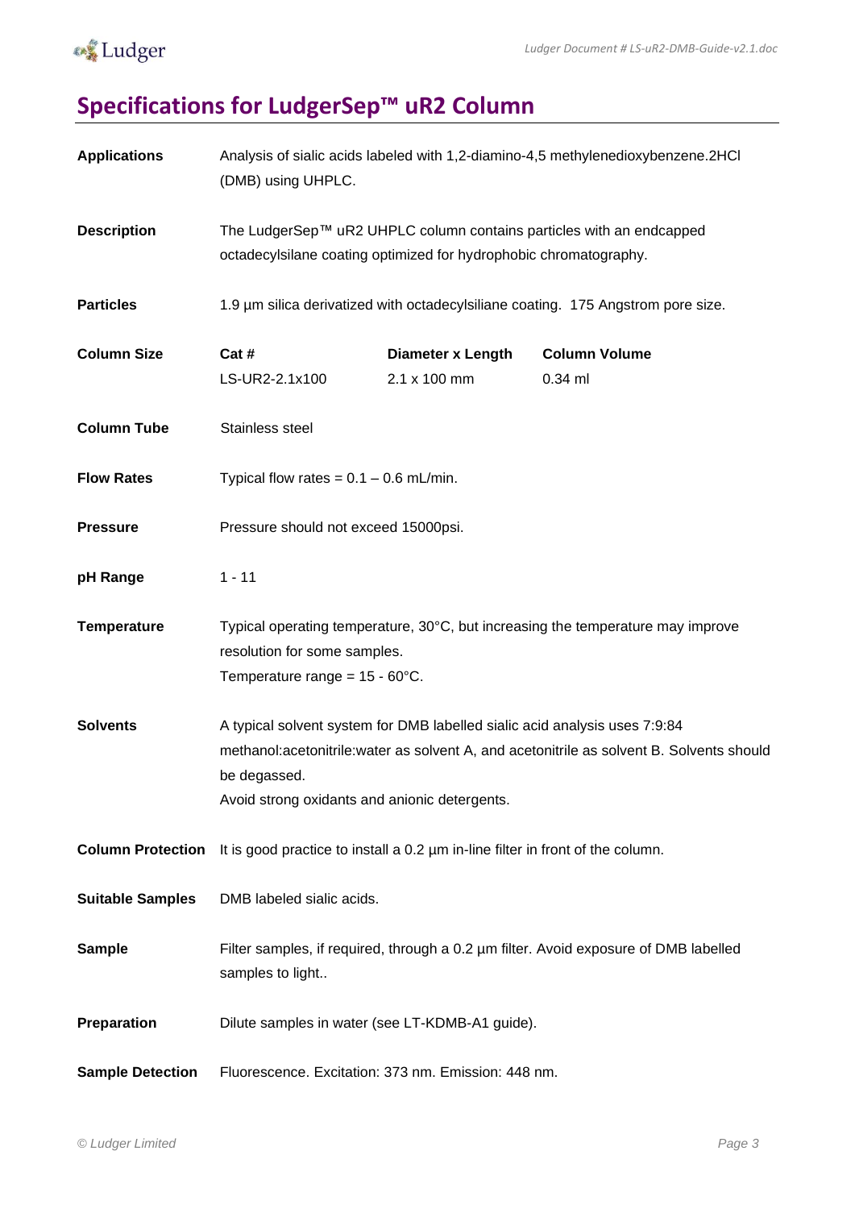# Specifications for LudgerSep™ uR2 Column

**Applications** Analysis of sialic acids labeled with 1,2-diamino-4,5 methylenedioxybenzene.2HCl (DMB) using UHPLC.

**Description** The LudgerSep™ uR2 UHPLC column contains particles with an endcapped octadecylsilane coating optimized for hydrophobic chromatography.

**Particles** 1.9 µm silica derivatized with octadecylsiliane coating. 175 Angstrom pore size.

**Column Size**

| Cat # | Diameter x Length | Column Volume |
|---|---|---|
| LS-UR2-2.1x100 | 2.1 x 100 mm | 0.34 ml |

**Column Tube** Stainless steel

**Flow Rates** Typical flow rates = 0.1 – 0.6 mL/min.

**Pressure** Pressure should not exceed 15000psi.

**pH Range** 1 - 11

**Temperature** Typical operating temperature, 30°C, but increasing the temperature may improve resolution for some samples.
Temperature range = 15 - 60°C.

**Solvents** A typical solvent system for DMB labelled sialic acid analysis uses 7:9:84 methanol:acetonitrile:water as solvent A, and acetonitrile as solvent B. Solvents should be degassed.
Avoid strong oxidants and anionic detergents.

**Column Protection** It is good practice to install a 0.2 µm in-line filter in front of the column.

**Suitable Samples** DMB labeled sialic acids.

**Sample** Filter samples, if required, through a 0.2 µm filter. Avoid exposure of DMB labelled samples to light..

**Preparation** Dilute samples in water (see LT-KDMB-A1 guide).

**Sample Detection** Fluorescence. Excitation: 373 nm. Emission: 448 nm.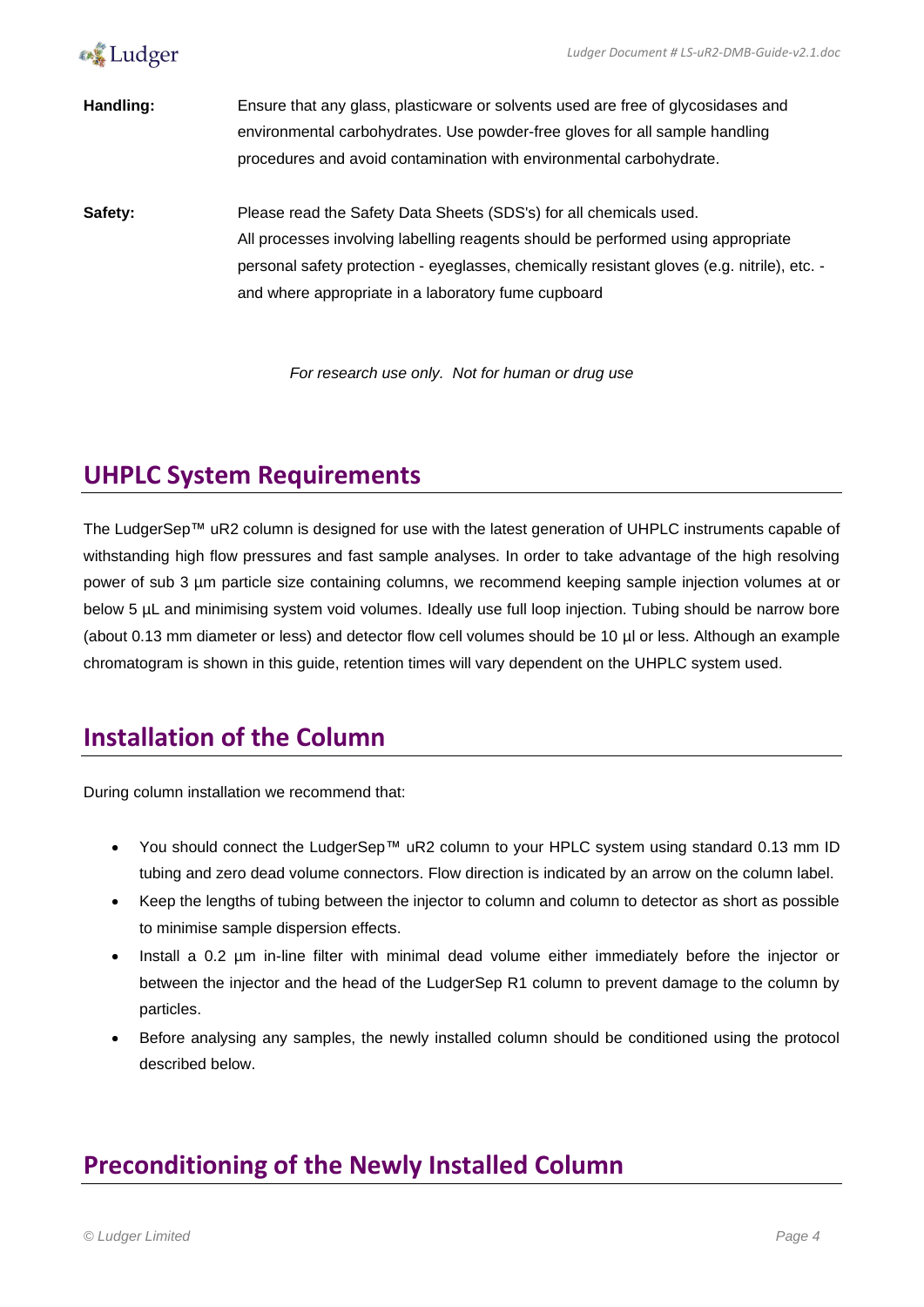**Handling:** Ensure that any glass, plasticware or solvents used are free of glycosidases and environmental carbohydrates. Use powder-free gloves for all sample handling procedures and avoid contamination with environmental carbohydrate.

**Safety:** Please read the Safety Data Sheets (SDS's) for all chemicals used. All processes involving labelling reagents should be performed using appropriate personal safety protection - eyeglasses, chemically resistant gloves (e.g. nitrile), etc. - and where appropriate in a laboratory fume cupboard

*For research use only. Not for human or drug use*

## UHPLC System Requirements

The LudgerSep™ uR2 column is designed for use with the latest generation of UHPLC instruments capable of withstanding high flow pressures and fast sample analyses. In order to take advantage of the high resolving power of sub 3 µm particle size containing columns, we recommend keeping sample injection volumes at or below 5 µL and minimising system void volumes. Ideally use full loop injection. Tubing should be narrow bore (about 0.13 mm diameter or less) and detector flow cell volumes should be 10 µl or less. Although an example chromatogram is shown in this guide, retention times will vary dependent on the UHPLC system used.

## Installation of the Column

During column installation we recommend that:

- You should connect the LudgerSep™ uR2 column to your HPLC system using standard 0.13 mm ID tubing and zero dead volume connectors. Flow direction is indicated by an arrow on the column label.
- Keep the lengths of tubing between the injector to column and column to detector as short as possible to minimise sample dispersion effects.
- Install a 0.2 µm in-line filter with minimal dead volume either immediately before the injector or between the injector and the head of the LudgerSep R1 column to prevent damage to the column by particles.
- Before analysing any samples, the newly installed column should be conditioned using the protocol described below.

## Preconditioning of the Newly Installed Column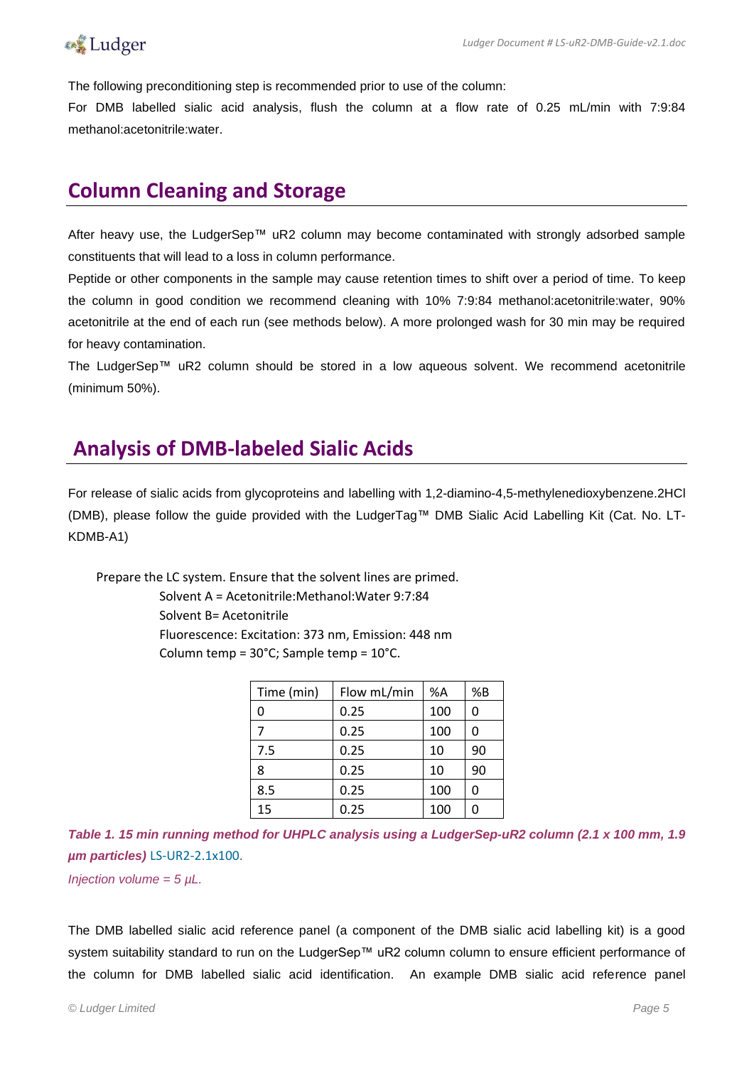The following preconditioning step is recommended prior to use of the column:

For DMB labelled sialic acid analysis, flush the column at a flow rate of 0.25 mL/min with 7:9:84 methanol:acetonitrile:water.

## Column Cleaning and Storage

After heavy use, the LudgerSep™ uR2 column may become contaminated with strongly adsorbed sample constituents that will lead to a loss in column performance.

Peptide or other components in the sample may cause retention times to shift over a period of time. To keep the column in good condition we recommend cleaning with 10% 7:9:84 methanol:acetonitrile:water, 90% acetonitrile at the end of each run (see methods below). A more prolonged wash for 30 min may be required for heavy contamination.

The LudgerSep™ uR2 column should be stored in a low aqueous solvent. We recommend acetonitrile (minimum 50%).

## Analysis of DMB-labeled Sialic Acids

For release of sialic acids from glycoproteins and labelling with 1,2-diamino-4,5-methylenedioxybenzene.2HCl (DMB), please follow the guide provided with the LudgerTag™ DMB Sialic Acid Labelling Kit (Cat. No. LT-KDMB-A1)

Prepare the LC system. Ensure that the solvent lines are primed.

Solvent A = Acetonitrile:Methanol:Water 9:7:84
Solvent B= Acetonitrile
Fluorescence: Excitation: 373 nm, Emission: 448 nm
Column temp = 30°C; Sample temp = 10°C.

| Time (min) | Flow mL/min | %A | %B |
| --- | --- | --- | --- |
| 0 | 0.25 | 100 | 0 |
| 7 | 0.25 | 100 | 0 |
| 7.5 | 0.25 | 10 | 90 |
| 8 | 0.25 | 10 | 90 |
| 8.5 | 0.25 | 100 | 0 |
| 15 | 0.25 | 100 | 0 |

***Table 1. 15 min running method for UHPLC analysis using a LudgerSep-uR2 column (2.1 x 100 mm, 1.9 µm particles)*** LS-UR2-2.1x100.

*Injection volume = 5 µL.*

The DMB labelled sialic acid reference panel (a component of the DMB sialic acid labelling kit) is a good system suitability standard to run on the LudgerSep™ uR2 column column to ensure efficient performance of the column for DMB labelled sialic acid identification. An example DMB sialic acid reference panel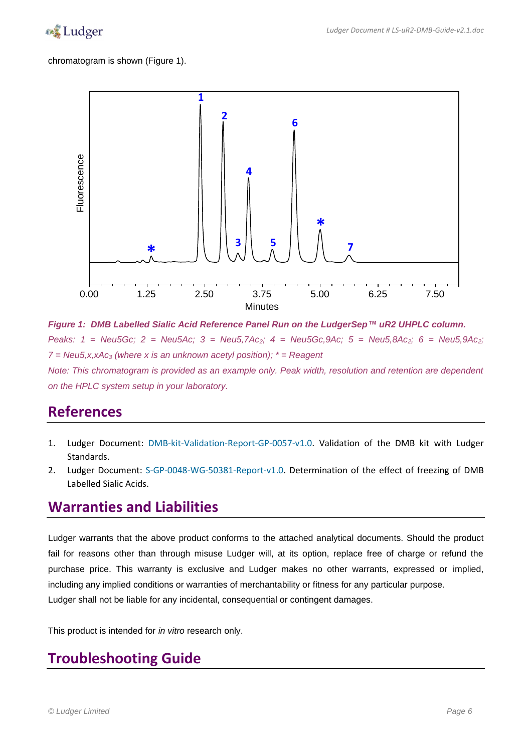chromatogram is shown (Figure 1).

***Figure 1: DMB Labelled Sialic Acid Reference Panel Run on the LudgerSep™ uR2 UHPLC column.***
*Peaks: 1 = Neu5Gc; 2 = Neu5Ac; 3 = Neu5,7Ac$_2$; 4 = Neu5Gc,9Ac; 5 = Neu5,8Ac$_2$; 6 = Neu5,9Ac$_2$; 7 = Neu5,x,xAc$_3$ (where x is an unknown acetyl position); * = Reagent*
*Note: This chromatogram is provided as an example only. Peak width, resolution and retention are dependent on the HPLC system setup in your laboratory.*

## References

1. Ludger Document: DMB-kit-Validation-Report-GP-0057-v1.0. Validation of the DMB kit with Ludger Standards.
2. Ludger Document: S-GP-0048-WG-50381-Report-v1.0. Determination of the effect of freezing of DMB Labelled Sialic Acids.

## Warranties and Liabilities

Ludger warrants that the above product conforms to the attached analytical documents. Should the product fail for reasons other than through misuse Ludger will, at its option, replace free of charge or refund the purchase price. This warranty is exclusive and Ludger makes no other warrants, expressed or implied, including any implied conditions or warranties of merchantability or fitness for any particular purpose.
Ludger shall not be liable for any incidental, consequential or contingent damages.

This product is intended for *in vitro* research only.

## Troubleshooting Guide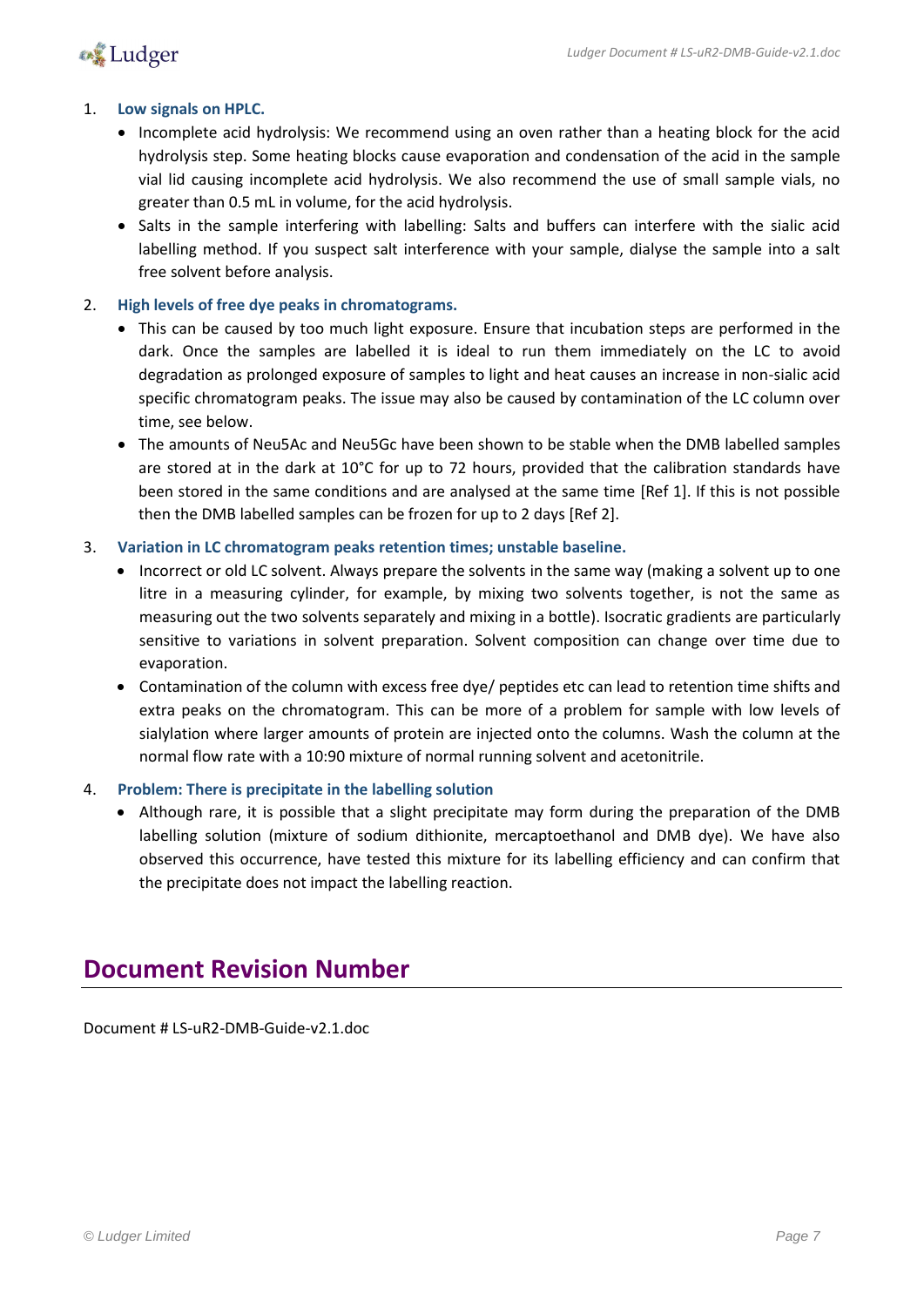1. **Low signals on HPLC.**
   - Incomplete acid hydrolysis: We recommend using an oven rather than a heating block for the acid hydrolysis step. Some heating blocks cause evaporation and condensation of the acid in the sample vial lid causing incomplete acid hydrolysis. We also recommend the use of small sample vials, no greater than 0.5 mL in volume, for the acid hydrolysis.
   - Salts in the sample interfering with labelling: Salts and buffers can interfere with the sialic acid labelling method. If you suspect salt interference with your sample, dialyse the sample into a salt free solvent before analysis.

2. **High levels of free dye peaks in chromatograms.**
   - This can be caused by too much light exposure. Ensure that incubation steps are performed in the dark. Once the samples are labelled it is ideal to run them immediately on the LC to avoid degradation as prolonged exposure of samples to light and heat causes an increase in non-sialic acid specific chromatogram peaks. The issue may also be caused by contamination of the LC column over time, see below.
   - The amounts of Neu5Ac and Neu5Gc have been shown to be stable when the DMB labelled samples are stored at in the dark at 10°C for up to 72 hours, provided that the calibration standards have been stored in the same conditions and are analysed at the same time [Ref 1]. If this is not possible then the DMB labelled samples can be frozen for up to 2 days [Ref 2].

3. **Variation in LC chromatogram peaks retention times; unstable baseline.**
   - Incorrect or old LC solvent. Always prepare the solvents in the same way (making a solvent up to one litre in a measuring cylinder, for example, by mixing two solvents together, is not the same as measuring out the two solvents separately and mixing in a bottle). Isocratic gradients are particularly sensitive to variations in solvent preparation. Solvent composition can change over time due to evaporation.
   - Contamination of the column with excess free dye/ peptides etc can lead to retention time shifts and extra peaks on the chromatogram. This can be more of a problem for sample with low levels of sialylation where larger amounts of protein are injected onto the columns. Wash the column at the normal flow rate with a 10:90 mixture of normal running solvent and acetonitrile.

4. **Problem: There is precipitate in the labelling solution**
   - Although rare, it is possible that a slight precipitate may form during the preparation of the DMB labelling solution (mixture of sodium dithionite, mercaptoethanol and DMB dye). We have also observed this occurrence, have tested this mixture for its labelling efficiency and can confirm that the precipitate does not impact the labelling reaction.

# Document Revision Number

Document # LS-uR2-DMB-Guide-v2.1.doc